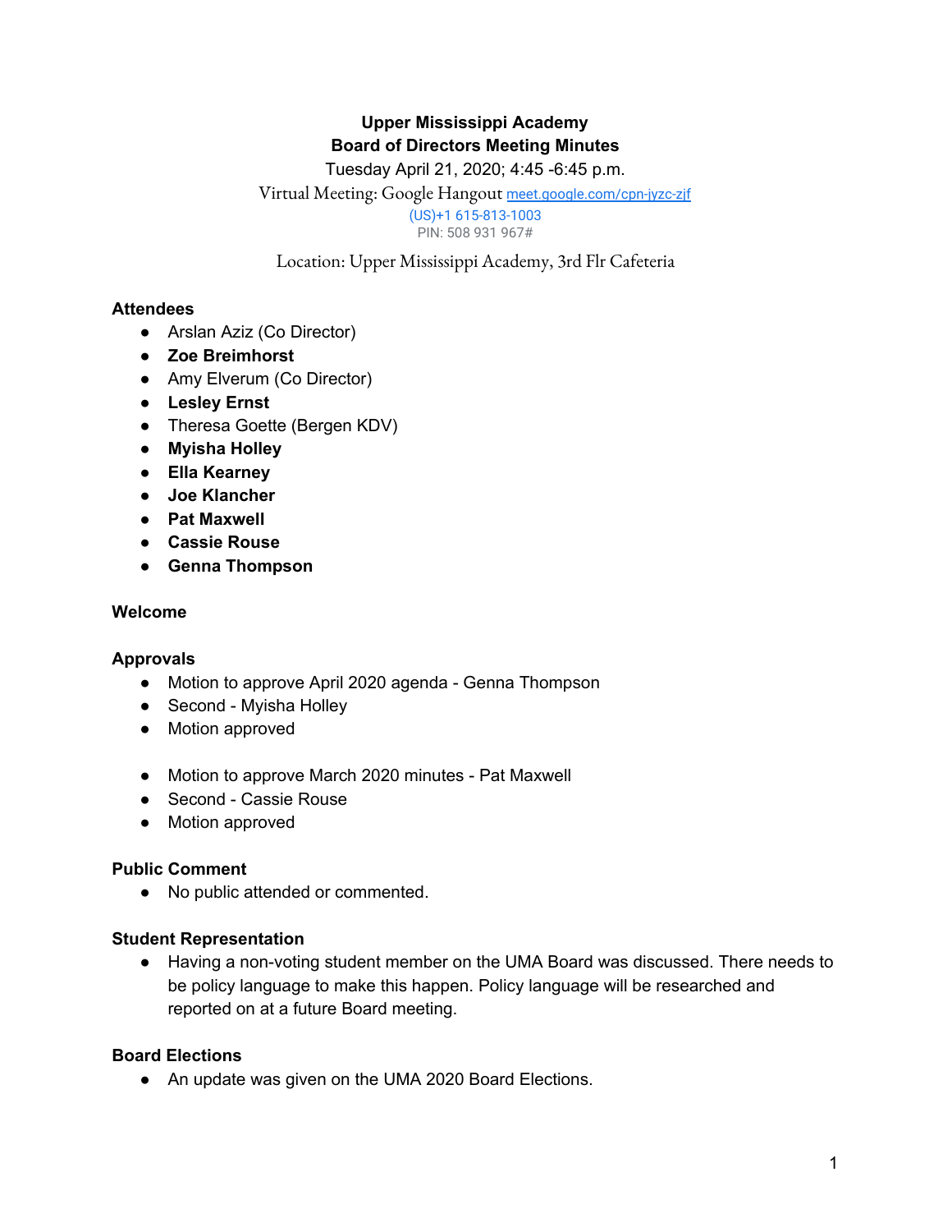**Upper Mississippi Academy**
**Board of Directors Meeting Minutes**

Tuesday April 21, 2020; 4:45 -6:45 p.m.

Virtual Meeting: Google Hangout meet.google.com/cpn-jyzc-zjf
(US)+1 615-813-1003
PIN: 508 931 967#

Location: Upper Mississippi Academy, 3rd Flr Cafeteria

**Attendees**

- Arslan Aziz (Co Director)
- **Zoe Breimhorst**
- Amy Elverum (Co Director)
- **Lesley Ernst**
- Theresa Goette (Bergen KDV)
- **Myisha Holley**
- **Ella Kearney**
- **Joe Klancher**
- **Pat Maxwell**
- **Cassie Rouse**
- **Genna Thompson**

**Welcome**

**Approvals**

- Motion to approve April 2020 agenda - Genna Thompson
- Second - Myisha Holley
- Motion approved

- Motion to approve March 2020 minutes - Pat Maxwell
- Second - Cassie Rouse
- Motion approved

**Public Comment**

- No public attended or commented.

**Student Representation**

- Having a non-voting student member on the UMA Board was discussed. There needs to be policy language to make this happen. Policy language will be researched and reported on at a future Board meeting.

**Board Elections**

- An update was given on the UMA 2020 Board Elections.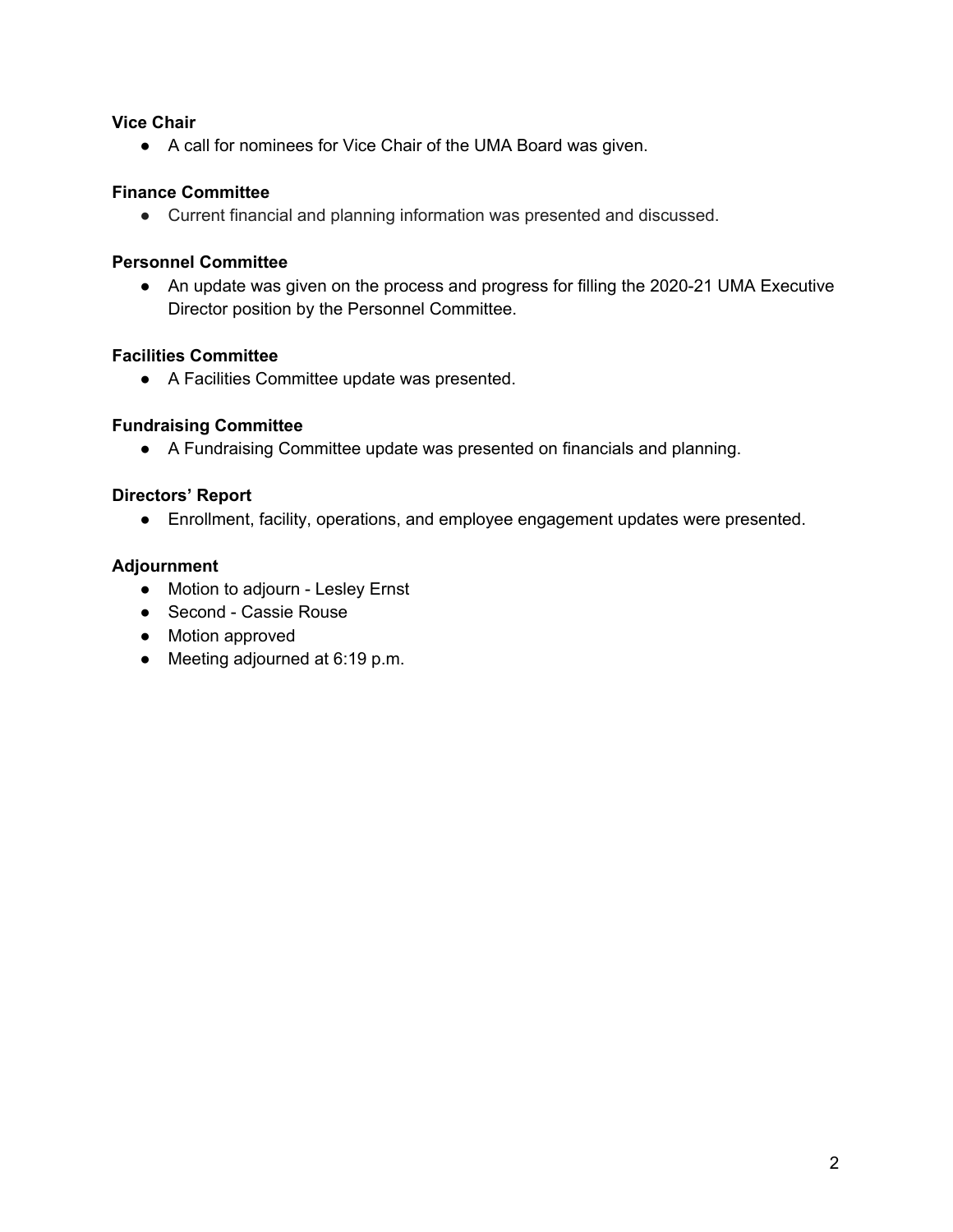**Vice Chair**

- A call for nominees for Vice Chair of the UMA Board was given.

**Finance Committee**

- Current financial and planning information was presented and discussed.

**Personnel Committee**

- An update was given on the process and progress for filling the 2020-21 UMA Executive Director position by the Personnel Committee.

**Facilities Committee**

- A Facilities Committee update was presented.

**Fundraising Committee**

- A Fundraising Committee update was presented on financials and planning.

**Directors' Report**

- Enrollment, facility, operations, and employee engagement updates were presented.

**Adjournment**

- Motion to adjourn - Lesley Ernst
- Second - Cassie Rouse
- Motion approved
- Meeting adjourned at 6:19 p.m.